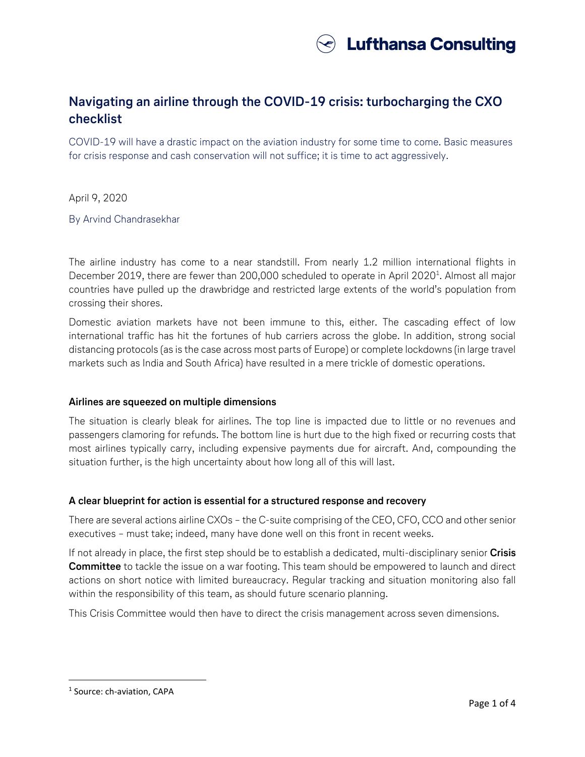# Navigating an airline through the COVID-19 crisis: turbocharging the CXO checklist

COVID-19 will have a drastic impact on the aviation industry for some time to come. Basic measures for crisis response and cash conservation will not suffice; it is time to act aggressively.

April 9, 2020

By Arvind Chandrasekhar

The airline industry has come to a near standstill. From nearly 1.2 million international flights in December 2019, there are fewer than 200,000 scheduled to operate in April 2020[1]. Almost all major countries have pulled up the drawbridge and restricted large extents of the world's population from crossing their shores.

Domestic aviation markets have not been immune to this, either. The cascading effect of low international traffic has hit the fortunes of hub carriers across the globe. In addition, strong social distancing protocols (as is the case across most parts of Europe) or complete lockdowns (in large travel markets such as India and South Africa) have resulted in a mere trickle of domestic operations.

### Airlines are squeezed on multiple dimensions

The situation is clearly bleak for airlines. The top line is impacted due to little or no revenues and passengers clamoring for refunds. The bottom line is hurt due to the high fixed or recurring costs that most airlines typically carry, including expensive payments due for aircraft. And, compounding the situation further, is the high uncertainty about how long all of this will last.

### A clear blueprint for action is essential for a structured response and recovery

There are several actions airline CXOs – the C-suite comprising of the CEO, CFO, CCO and other senior executives – must take; indeed, many have done well on this front in recent weeks.

If not already in place, the first step should be to establish a dedicated, multi-disciplinary senior **Crisis Committee** to tackle the issue on a war footing. This team should be empowered to launch and direct actions on short notice with limited bureaucracy. Regular tracking and situation monitoring also fall within the responsibility of this team, as should future scenario planning.

This Crisis Committee would then have to direct the crisis management across seven dimensions.

[1] Source: ch-aviation, CAPA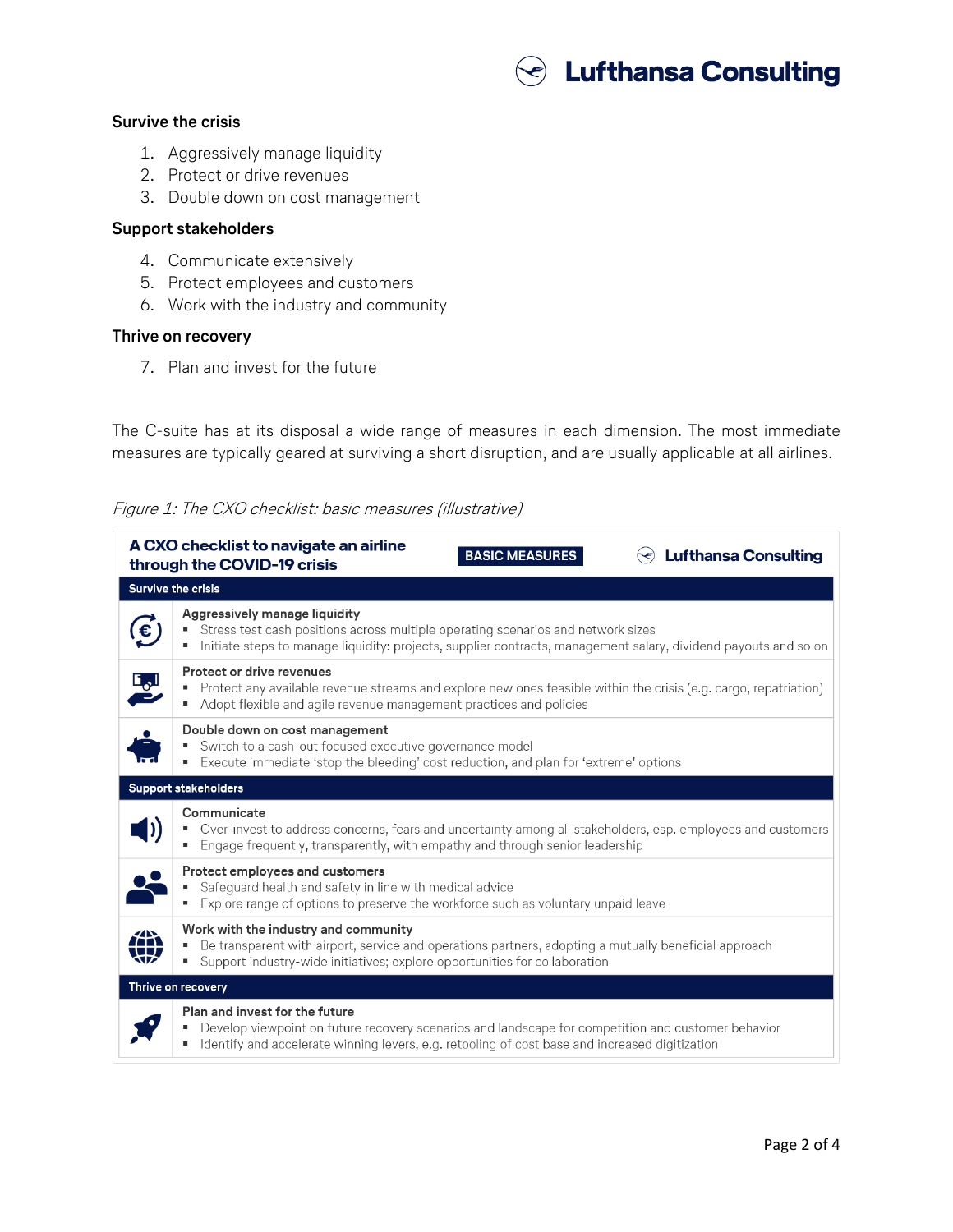**Survive the crisis**

1. Aggressively manage liquidity
2. Protect or drive revenues
3. Double down on cost management

**Support stakeholders**

4. Communicate extensively
5. Protect employees and customers
6. Work with the industry and community

**Thrive on recovery**

7. Plan and invest for the future

The C-suite has at its disposal a wide range of measures in each dimension. The most immediate measures are typically geared at surviving a short disruption, and are usually applicable at all airlines.

*Figure 1: The CXO checklist: basic measures (illustrative)*

**A CXO checklist to navigate an airline through the COVID-19 crisis** — BASIC MEASURES — Lufthansa Consulting

**Survive the crisis**

**Aggressively manage liquidity**
- Stress test cash positions across multiple operating scenarios and network sizes
- Initiate steps to manage liquidity: projects, supplier contracts, management salary, dividend payouts and so on

**Protect or drive revenues**
- Protect any available revenue streams and explore new ones feasible within the crisis (e.g. cargo, repatriation)
- Adopt flexible and agile revenue management practices and policies

**Double down on cost management**
- Switch to a cash-out focused executive governance model
- Execute immediate 'stop the bleeding' cost reduction, and plan for 'extreme' options

**Support stakeholders**

**Communicate**
- Over-invest to address concerns, fears and uncertainty among all stakeholders, esp. employees and customers
- Engage frequently, transparently, with empathy and through senior leadership

**Protect employees and customers**
- Safeguard health and safety in line with medical advice
- Explore range of options to preserve the workforce such as voluntary unpaid leave

**Work with the industry and community**
- Be transparent with airport, service and operations partners, adopting a mutually beneficial approach
- Support industry-wide initiatives; explore opportunities for collaboration

**Thrive on recovery**

**Plan and invest for the future**
- Develop viewpoint on future recovery scenarios and landscape for competition and customer behavior
- Identify and accelerate winning levers, e.g. retooling of cost base and increased digitization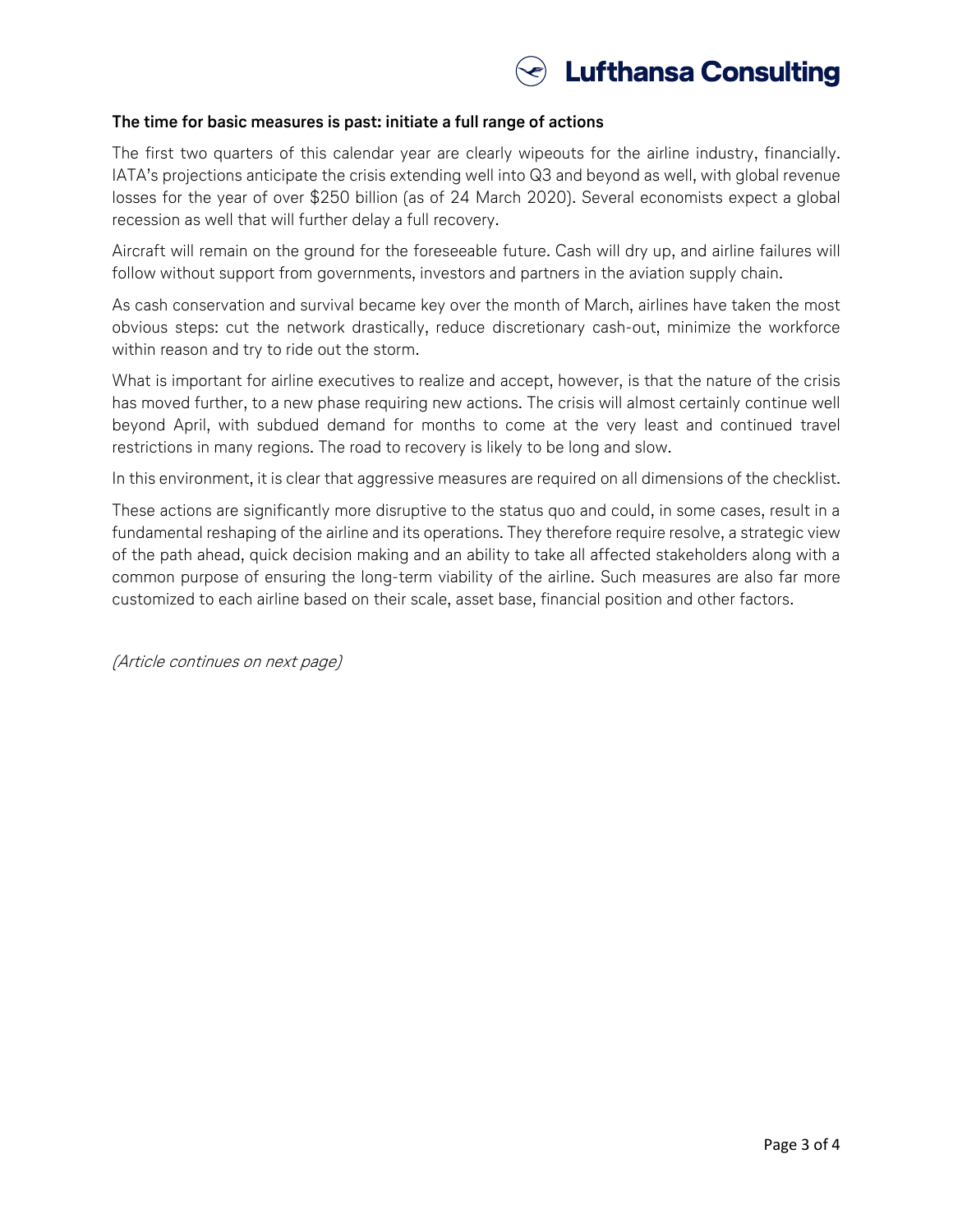**The time for basic measures is past: initiate a full range of actions**

The first two quarters of this calendar year are clearly wipeouts for the airline industry, financially. IATA's projections anticipate the crisis extending well into Q3 and beyond as well, with global revenue losses for the year of over $250 billion (as of 24 March 2020). Several economists expect a global recession as well that will further delay a full recovery.

Aircraft will remain on the ground for the foreseeable future. Cash will dry up, and airline failures will follow without support from governments, investors and partners in the aviation supply chain.

As cash conservation and survival became key over the month of March, airlines have taken the most obvious steps: cut the network drastically, reduce discretionary cash-out, minimize the workforce within reason and try to ride out the storm.

What is important for airline executives to realize and accept, however, is that the nature of the crisis has moved further, to a new phase requiring new actions. The crisis will almost certainly continue well beyond April, with subdued demand for months to come at the very least and continued travel restrictions in many regions. The road to recovery is likely to be long and slow.

In this environment, it is clear that aggressive measures are required on all dimensions of the checklist.

These actions are significantly more disruptive to the status quo and could, in some cases, result in a fundamental reshaping of the airline and its operations. They therefore require resolve, a strategic view of the path ahead, quick decision making and an ability to take all affected stakeholders along with a common purpose of ensuring the long-term viability of the airline. Such measures are also far more customized to each airline based on their scale, asset base, financial position and other factors.

*(Article continues on next page)*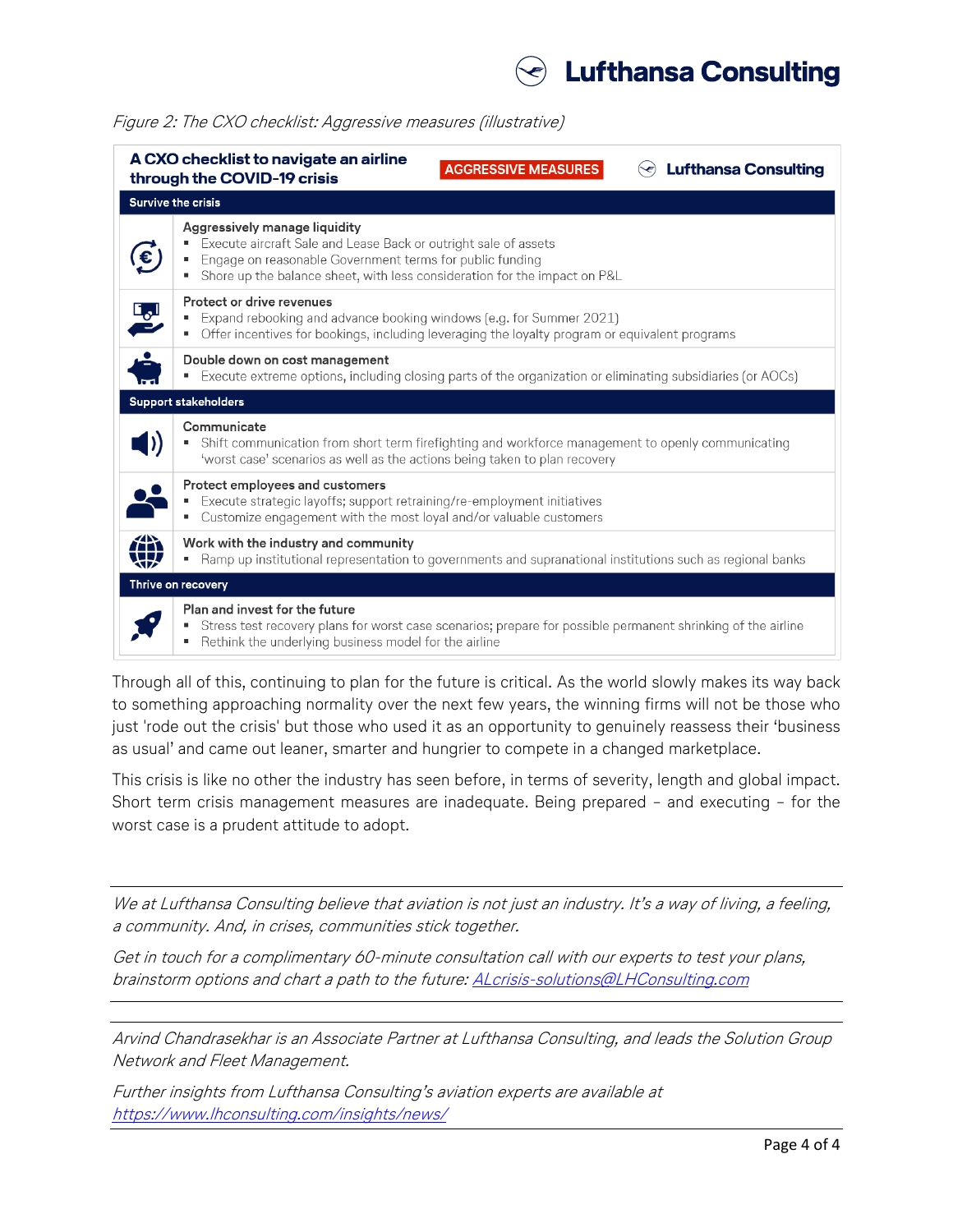*Figure 2: The CXO checklist: Aggressive measures (illustrative)*

**A CXO checklist to navigate an airline through the COVID-19 crisis** — AGGRESSIVE MEASURES — Lufthansa Consulting

**Survive the crisis**

**Aggressively manage liquidity**
- Execute aircraft Sale and Lease Back or outright sale of assets
- Engage on reasonable Government terms for public funding
- Shore up the balance sheet, with less consideration for the impact on P&L

**Protect or drive revenues**
- Expand rebooking and advance booking windows (e.g. for Summer 2021)
- Offer incentives for bookings, including leveraging the loyalty program or equivalent programs

**Double down on cost management**
- Execute extreme options, including closing parts of the organization or eliminating subsidiaries (or AOCs)

**Support stakeholders**

**Communicate**
- Shift communication from short term firefighting and workforce management to openly communicating 'worst case' scenarios as well as the actions being taken to plan recovery

**Protect employees and customers**
- Execute strategic layoffs; support retraining/re-employment initiatives
- Customize engagement with the most loyal and/or valuable customers

**Work with the industry and community**
- Ramp up institutional representation to governments and supranational institutions such as regional banks

**Thrive on recovery**

**Plan and invest for the future**
- Stress test recovery plans for worst case scenarios; prepare for possible permanent shrinking of the airline
- Rethink the underlying business model for the airline

Through all of this, continuing to plan for the future is critical. As the world slowly makes its way back to something approaching normality over the next few years, the winning firms will not be those who just 'rode out the crisis' but those who used it as an opportunity to genuinely reassess their 'business as usual' and came out leaner, smarter and hungrier to compete in a changed marketplace.

This crisis is like no other the industry has seen before, in terms of severity, length and global impact. Short term crisis management measures are inadequate. Being prepared – and executing – for the worst case is a prudent attitude to adopt.

---

*We at Lufthansa Consulting believe that aviation is not just an industry. It's a way of living, a feeling, a community. And, in crises, communities stick together.*

*Get in touch for a complimentary 60-minute consultation call with our experts to test your plans, brainstorm options and chart a path to the future: [ALcrisis-solutions@LHConsulting.com](mailto:ALcrisis-solutions@LHConsulting.com)*

---

*Arvind Chandrasekhar is an Associate Partner at Lufthansa Consulting, and leads the Solution Group Network and Fleet Management.*

*Further insights from Lufthansa Consulting's aviation experts are available at [https://www.lhconsulting.com/insights/news/](https://www.lhconsulting.com/insights/news/)*